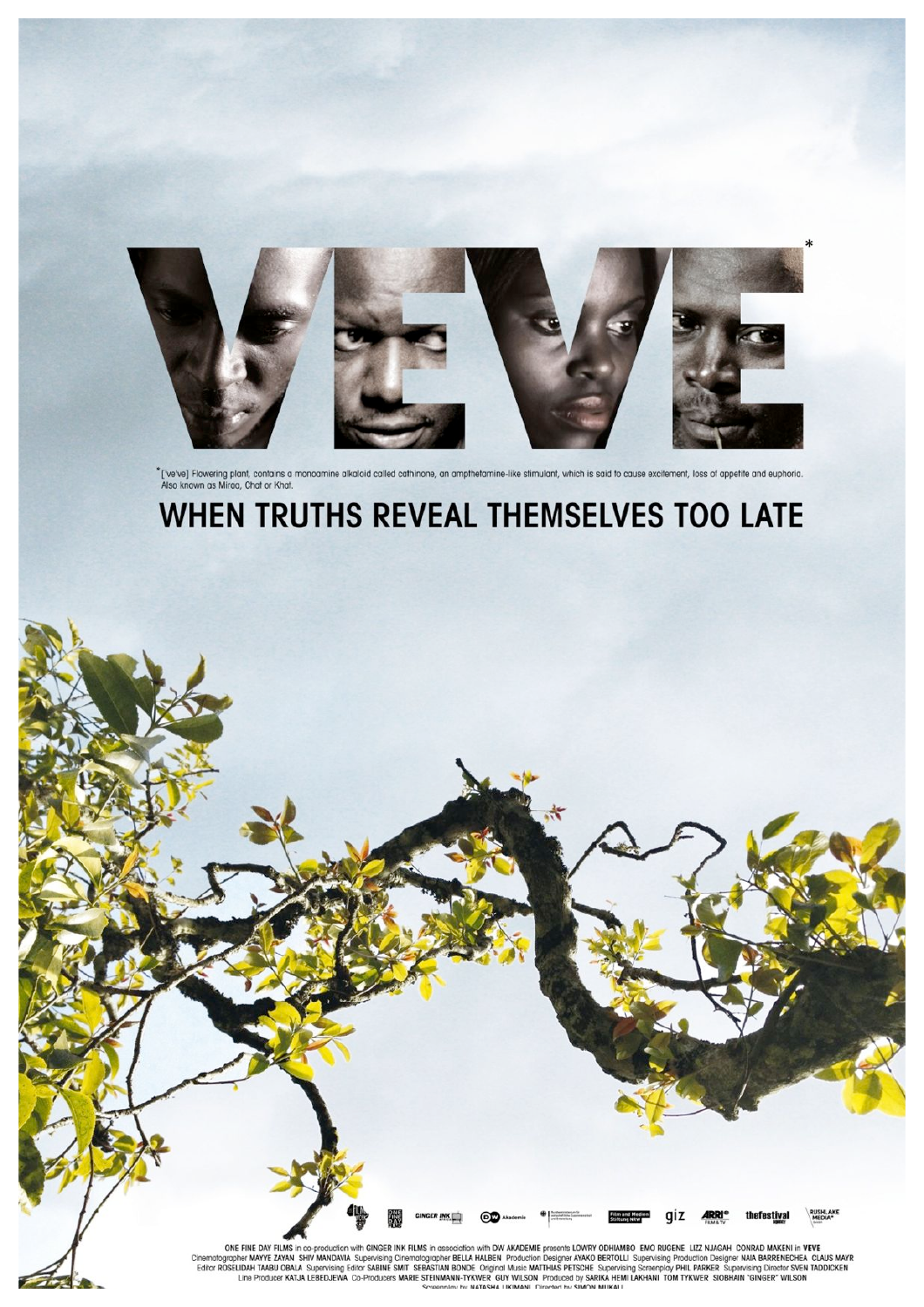# VEVE*

*[ve've] Flowering plant, contains a monoamine alkaloid called cathinone, an ampthetamine-like stimulant, which is said to cause excitement, loss of appetite and euphoria. Also known as Miraa, Chat or Khat.

## WHEN TRUTHS REVEAL THEMSELVES TOO LATE

ONE FINE DAY FILMS in co-production with GINGER INK FILMS in association with DW AKADEMIE presents LOWRY ODHIAMBO EMO RUGENE LIZZ NJAGAH CONRAD MAKENI in VEVE
Cinematographer MAYYE ZAYAN SHIV MANDAVIA Supervising Cinematographer BELLA HALBEN Production Designer AYAKO BERTOLLI Supervising Production Designer NAIA BARRENECHEA CLAUS MAYR
Editor ROSELIDAH TAABU OBALA Supervising Editor SABINE SMIT SEBASTIAN BONDE Original Music MATTHIAS PETSCHE Supervising Screenplay PHIL PARKER Supervising Director SVEN TADDICKEN
Line Producer KATJA LEBEDJEWA Co-Producers MARIE STEINMANN-TYKWER GUY WILSON Produced by SARIKA HEMI LAKHANI TOM TYKWER SIOBHAIN "GINGER" WILSON
Screenplay by NATASHA LIKIMANI Directed by SIMON MUKALI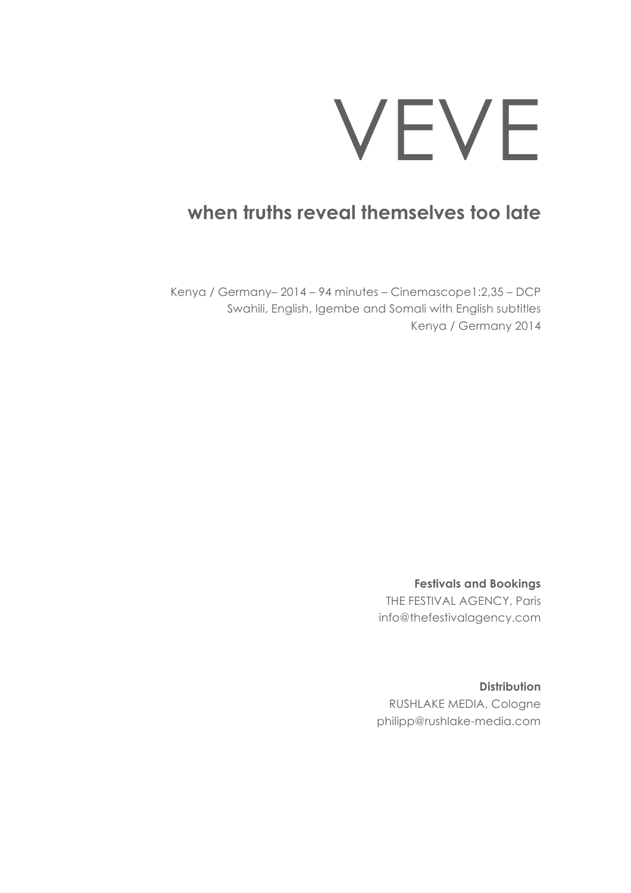# VEVE

## when truths reveal themselves too late

Kenya / Germany– 2014 – 94 minutes – Cinemascope1:2,35 – DCP
Swahili, English, Igembe and Somali with English subtitles
Kenya / Germany 2014

**Festivals and Bookings**
THE FESTIVAL AGENCY, Paris
info@thefestivalagency.com

**Distribution**
RUSHLAKE MEDIA, Cologne
philipp@rushlake-media.com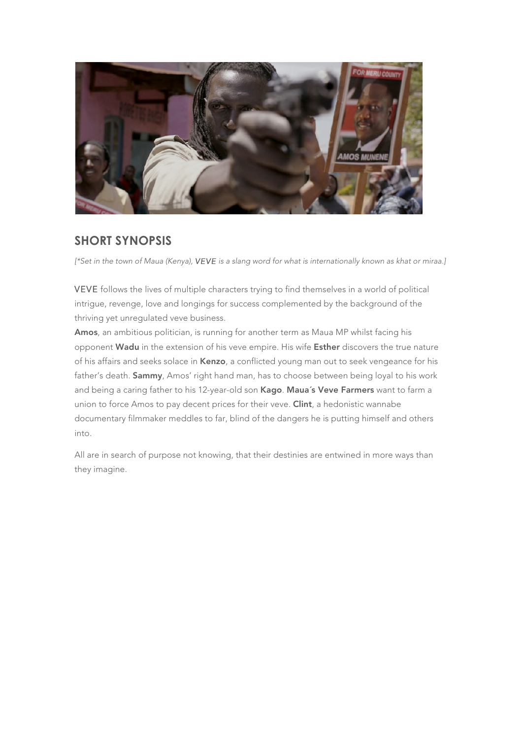## SHORT SYNOPSIS

*[*Set in the town of Maua (Kenya), VEVE is a slang word for what is internationally known as khat or miraa.]*

VEVE follows the lives of multiple characters trying to find themselves in a world of political intrigue, revenge, love and longings for success complemented by the background of the thriving yet unregulated veve business.

**Amos**, an ambitious politician, is running for another term as Maua MP whilst facing his opponent **Wadu** in the extension of his veve empire. His wife **Esther** discovers the true nature of his affairs and seeks solace in **Kenzo**, a conflicted young man out to seek vengeance for his father's death. **Sammy**, Amos' right hand man, has to choose between being loyal to his work and being a caring father to his 12-year-old son **Kago**. **Maua´s Veve Farmers** want to farm a union to force Amos to pay decent prices for their veve. **Clint**, a hedonistic wannabe documentary filmmaker meddles to far, blind of the dangers he is putting himself and others into.

All are in search of purpose not knowing, that their destinies are entwined in more ways than they imagine.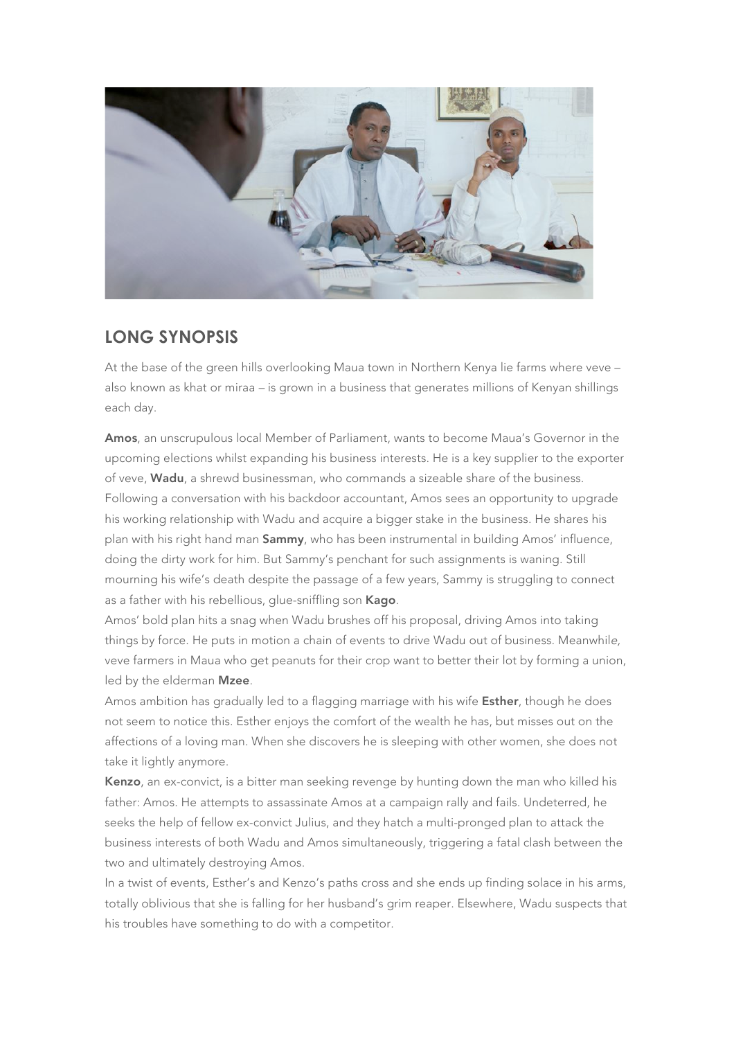## LONG SYNOPSIS

At the base of the green hills overlooking Maua town in Northern Kenya lie farms where veve – also known as khat or miraa – is grown in a business that generates millions of Kenyan shillings each day.

**Amos**, an unscrupulous local Member of Parliament, wants to become Maua's Governor in the upcoming elections whilst expanding his business interests. He is a key supplier to the exporter of veve, **Wadu**, a shrewd businessman, who commands a sizeable share of the business. Following a conversation with his backdoor accountant, Amos sees an opportunity to upgrade his working relationship with Wadu and acquire a bigger stake in the business. He shares his plan with his right hand man **Sammy**, who has been instrumental in building Amos' influence, doing the dirty work for him. But Sammy's penchant for such assignments is waning. Still mourning his wife's death despite the passage of a few years, Sammy is struggling to connect as a father with his rebellious, glue-sniffling son **Kago**.

Amos' bold plan hits a snag when Wadu brushes off his proposal, driving Amos into taking things by force. He puts in motion a chain of events to drive Wadu out of business. Meanwhile, veve farmers in Maua who get peanuts for their crop want to better their lot by forming a union, led by the elderman **Mzee**.

Amos ambition has gradually led to a flagging marriage with his wife **Esther**, though he does not seem to notice this. Esther enjoys the comfort of the wealth he has, but misses out on the affections of a loving man. When she discovers he is sleeping with other women, she does not take it lightly anymore.

**Kenzo**, an ex-convict, is a bitter man seeking revenge by hunting down the man who killed his father: Amos. He attempts to assassinate Amos at a campaign rally and fails. Undeterred, he seeks the help of fellow ex-convict Julius, and they hatch a multi-pronged plan to attack the business interests of both Wadu and Amos simultaneously, triggering a fatal clash between the two and ultimately destroying Amos.

In a twist of events, Esther's and Kenzo's paths cross and she ends up finding solace in his arms, totally oblivious that she is falling for her husband's grim reaper. Elsewhere, Wadu suspects that his troubles have something to do with a competitor.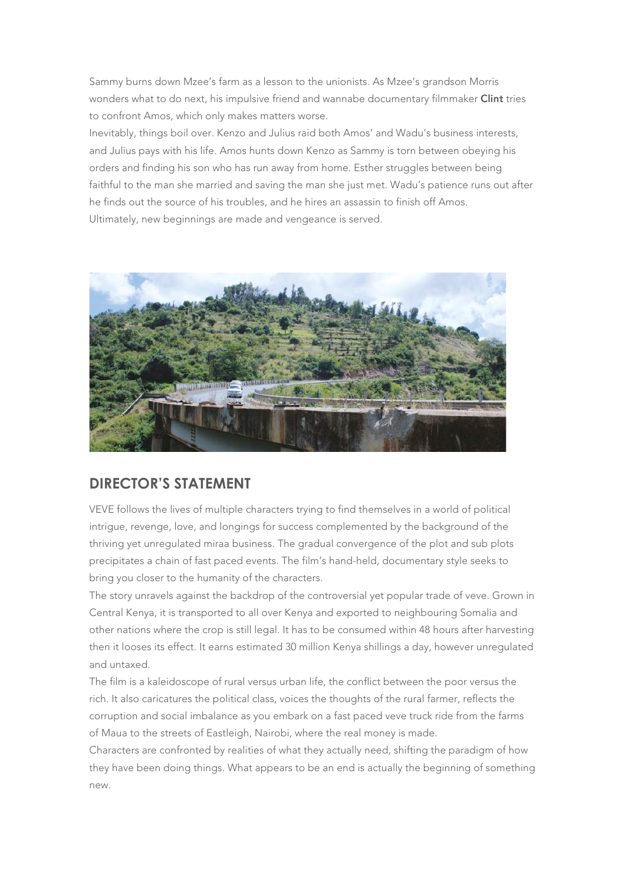Sammy burns down Mzee's farm as a lesson to the unionists. As Mzee's grandson Morris wonders what to do next, his impulsive friend and wannabe documentary filmmaker **Clint** tries to confront Amos, which only makes matters worse.

Inevitably, things boil over. Kenzo and Julius raid both Amos' and Wadu's business interests, and Julius pays with his life. Amos hunts down Kenzo as Sammy is torn between obeying his orders and finding his son who has run away from home. Esther struggles between being faithful to the man she married and saving the man she just met. Wadu's patience runs out after he finds out the source of his troubles, and he hires an assassin to finish off Amos.

Ultimately, new beginnings are made and vengeance is served.

## DIRECTOR'S STATEMENT

VEVE follows the lives of multiple characters trying to find themselves in a world of political intrigue, revenge, love, and longings for success complemented by the background of the thriving yet unregulated miraa business. The gradual convergence of the plot and sub plots precipitates a chain of fast paced events. The film's hand-held, documentary style seeks to bring you closer to the humanity of the characters.

The story unravels against the backdrop of the controversial yet popular trade of veve. Grown in Central Kenya, it is transported to all over Kenya and exported to neighbouring Somalia and other nations where the crop is still legal. It has to be consumed within 48 hours after harvesting then it looses its effect. It earns estimated 30 million Kenya shillings a day, however unregulated and untaxed.

The film is a kaleidoscope of rural versus urban life, the conflict between the poor versus the rich. It also caricatures the political class, voices the thoughts of the rural farmer, reflects the corruption and social imbalance as you embark on a fast paced veve truck ride from the farms of Maua to the streets of Eastleigh, Nairobi, where the real money is made.

Characters are confronted by realities of what they actually need, shifting the paradigm of how they have been doing things. What appears to be an end is actually the beginning of something new.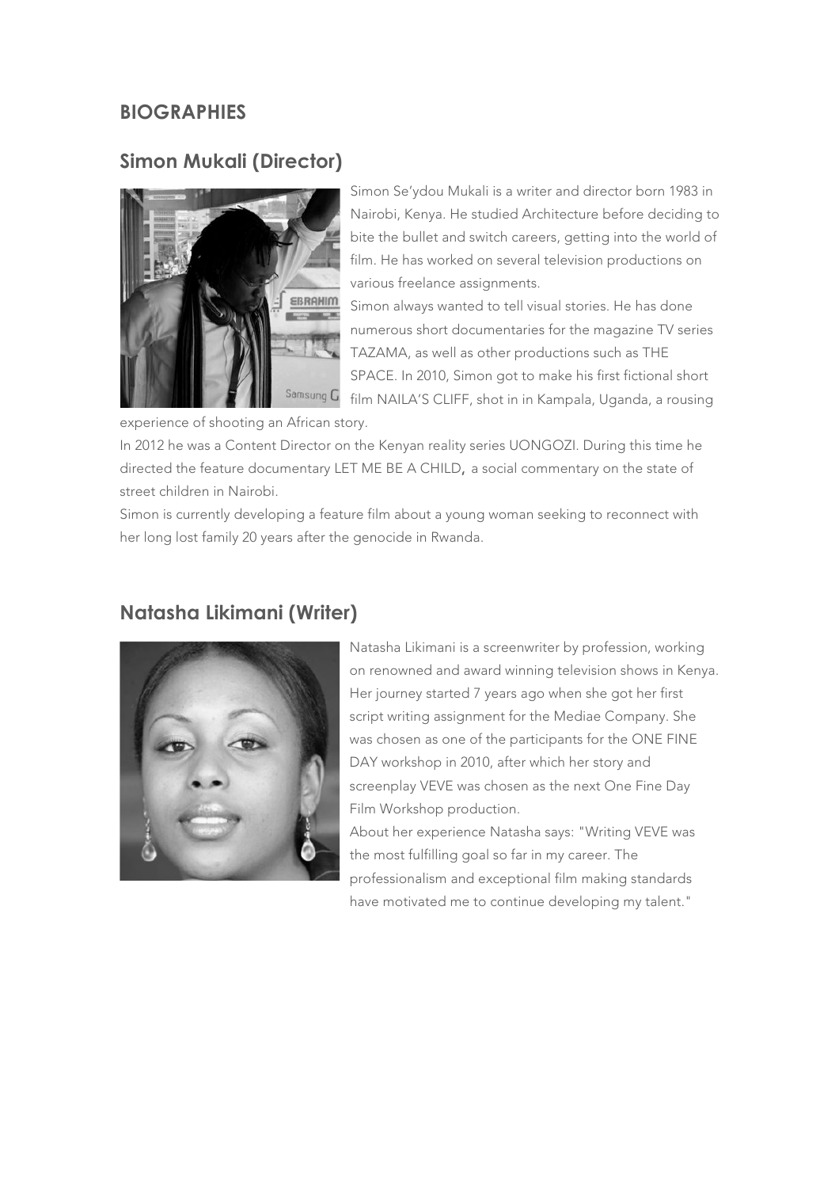## BIOGRAPHIES

### Simon Mukali (Director)

Simon Se'ydou Mukali is a writer and director born 1983 in Nairobi, Kenya. He studied Architecture before deciding to bite the bullet and switch careers, getting into the world of film. He has worked on several television productions on various freelance assignments.

Simon always wanted to tell visual stories. He has done numerous short documentaries for the magazine TV series TAZAMA, as well as other productions such as THE SPACE. In 2010, Simon got to make his first fictional short film NAILA'S CLIFF, shot in in Kampala, Uganda, a rousing experience of shooting an African story.

In 2012 he was a Content Director on the Kenyan reality series UONGOZI. During this time he directed the feature documentary LET ME BE A CHILD, a social commentary on the state of street children in Nairobi.

Simon is currently developing a feature film about a young woman seeking to reconnect with her long lost family 20 years after the genocide in Rwanda.

### Natasha Likimani (Writer)

Natasha Likimani is a screenwriter by profession, working on renowned and award winning television shows in Kenya. Her journey started 7 years ago when she got her first script writing assignment for the Mediae Company. She was chosen as one of the participants for the ONE FINE DAY workshop in 2010, after which her story and screenplay VEVE was chosen as the next One Fine Day Film Workshop production.

About her experience Natasha says: "Writing VEVE was the most fulfilling goal so far in my career. The professionalism and exceptional film making standards have motivated me to continue developing my talent."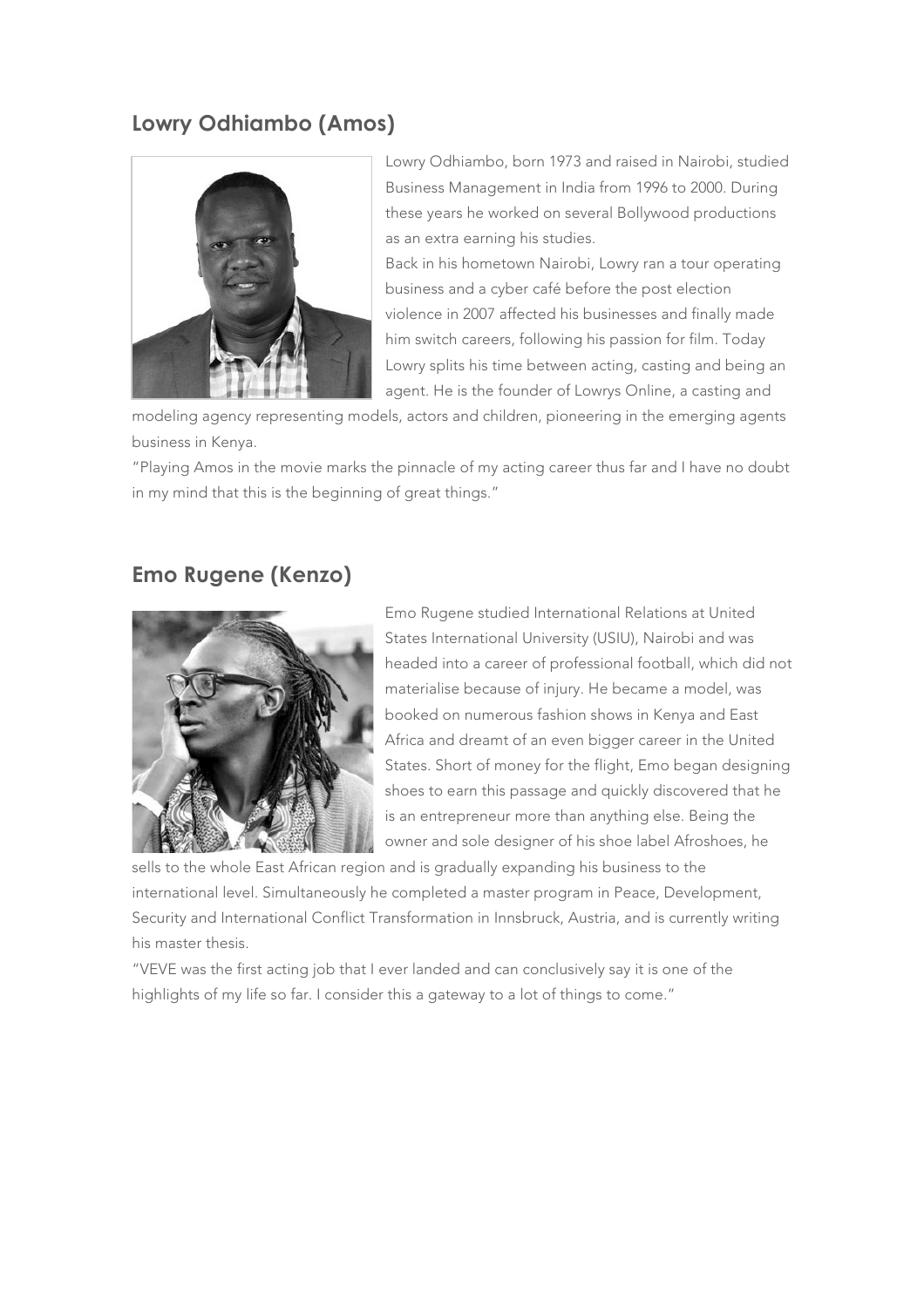## Lowry Odhiambo (Amos)

Lowry Odhiambo, born 1973 and raised in Nairobi, studied Business Management in India from 1996 to 2000. During these years he worked on several Bollywood productions as an extra earning his studies.

Back in his hometown Nairobi, Lowry ran a tour operating business and a cyber café before the post election violence in 2007 affected his businesses and finally made him switch careers, following his passion for film. Today Lowry splits his time between acting, casting and being an agent. He is the founder of Lowrys Online, a casting and modeling agency representing models, actors and children, pioneering in the emerging agents business in Kenya.

"Playing Amos in the movie marks the pinnacle of my acting career thus far and I have no doubt in my mind that this is the beginning of great things."

## Emo Rugene (Kenzo)

Emo Rugene studied International Relations at United States International University (USIU), Nairobi and was headed into a career of professional football, which did not materialise because of injury. He became a model, was booked on numerous fashion shows in Kenya and East Africa and dreamt of an even bigger career in the United States. Short of money for the flight, Emo began designing shoes to earn this passage and quickly discovered that he is an entrepreneur more than anything else. Being the owner and sole designer of his shoe label Afroshoes, he sells to the whole East African region and is gradually expanding his business to the international level. Simultaneously he completed a master program in Peace, Development, Security and International Conflict Transformation in Innsbruck, Austria, and is currently writing his master thesis.

"VEVE was the first acting job that I ever landed and can conclusively say it is one of the highlights of my life so far. I consider this a gateway to a lot of things to come."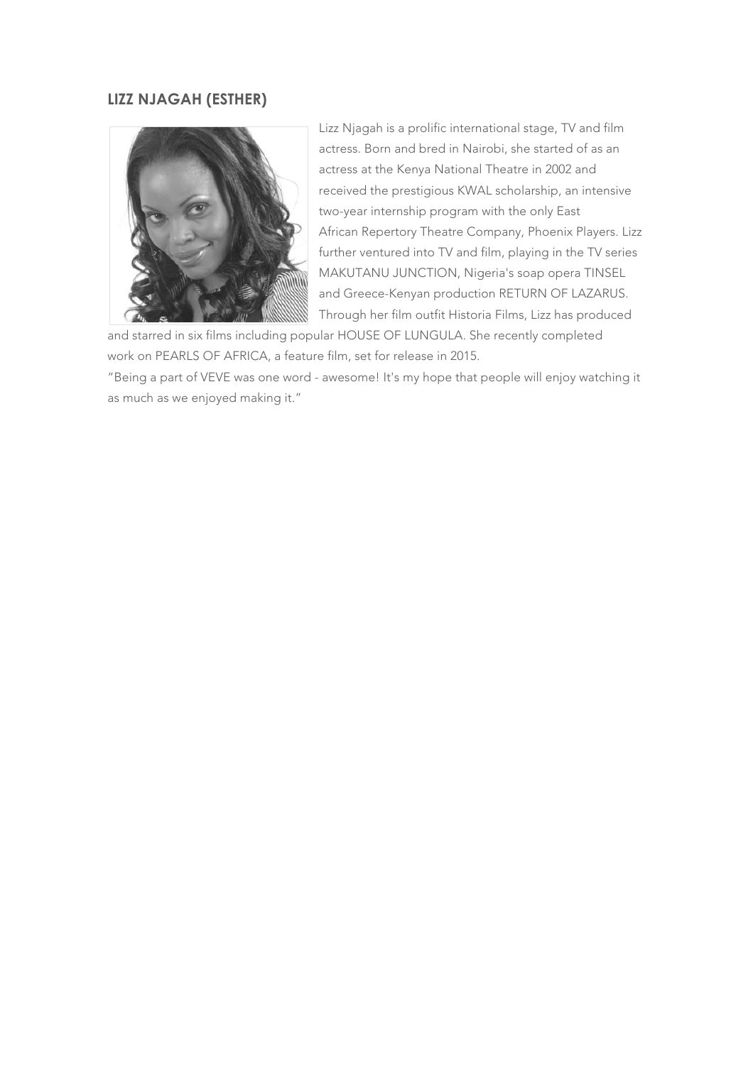## LIZZ NJAGAH (ESTHER)

Lizz Njagah is a prolific international stage, TV and film actress. Born and bred in Nairobi, she started of as an actress at the Kenya National Theatre in 2002 and received the prestigious KWAL scholarship, an intensive two-year internship program with the only East African Repertory Theatre Company, Phoenix Players. Lizz further ventured into TV and film, playing in the TV series MAKUTANU JUNCTION, Nigeria's soap opera TINSEL and Greece-Kenyan production RETURN OF LAZARUS. Through her film outfit Historia Films, Lizz has produced and starred in six films including popular HOUSE OF LUNGULA. She recently completed work on PEARLS OF AFRICA, a feature film, set for release in 2015.

"Being a part of VEVE was one word - awesome! It's my hope that people will enjoy watching it as much as we enjoyed making it."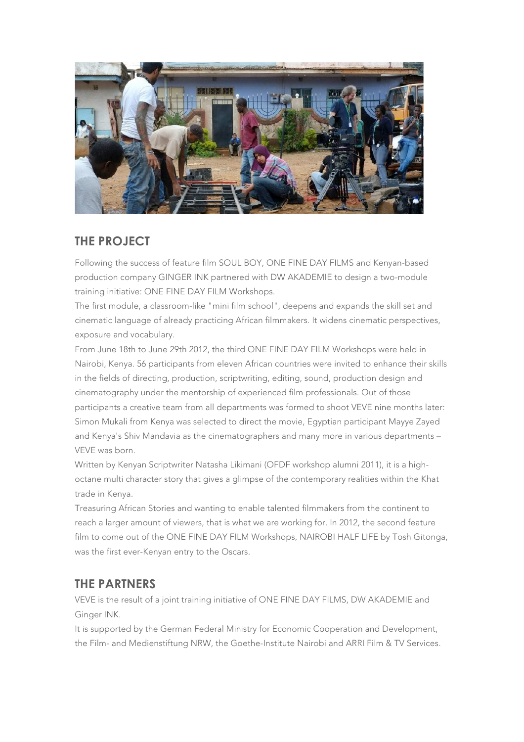## THE PROJECT

Following the success of feature film SOUL BOY, ONE FINE DAY FILMS and Kenyan-based production company GINGER INK partnered with DW AKADEMIE to design a two-module training initiative: ONE FINE DAY FILM Workshops.

The first module, a classroom-like "mini film school", deepens and expands the skill set and cinematic language of already practicing African filmmakers. It widens cinematic perspectives, exposure and vocabulary.

From June 18th to June 29th 2012, the third ONE FINE DAY FILM Workshops were held in Nairobi, Kenya. 56 participants from eleven African countries were invited to enhance their skills in the fields of directing, production, scriptwriting, editing, sound, production design and cinematography under the mentorship of experienced film professionals. Out of those participants a creative team from all departments was formed to shoot VEVE nine months later: Simon Mukali from Kenya was selected to direct the movie, Egyptian participant Mayye Zayed and Kenya's Shiv Mandavia as the cinematographers and many more in various departments – VEVE was born.

Written by Kenyan Scriptwriter Natasha Likimani (OFDF workshop alumni 2011), it is a high-octane multi character story that gives a glimpse of the contemporary realities within the Khat trade in Kenya.

Treasuring African Stories and wanting to enable talented filmmakers from the continent to reach a larger amount of viewers, that is what we are working for. In 2012, the second feature film to come out of the ONE FINE DAY FILM Workshops, NAIROBI HALF LIFE by Tosh Gitonga, was the first ever-Kenyan entry to the Oscars.

## THE PARTNERS

VEVE is the result of a joint training initiative of ONE FINE DAY FILMS, DW AKADEMIE and Ginger INK.

It is supported by the German Federal Ministry for Economic Cooperation and Development, the Film- and Medienstiftung NRW, the Goethe-Institute Nairobi and ARRI Film & TV Services.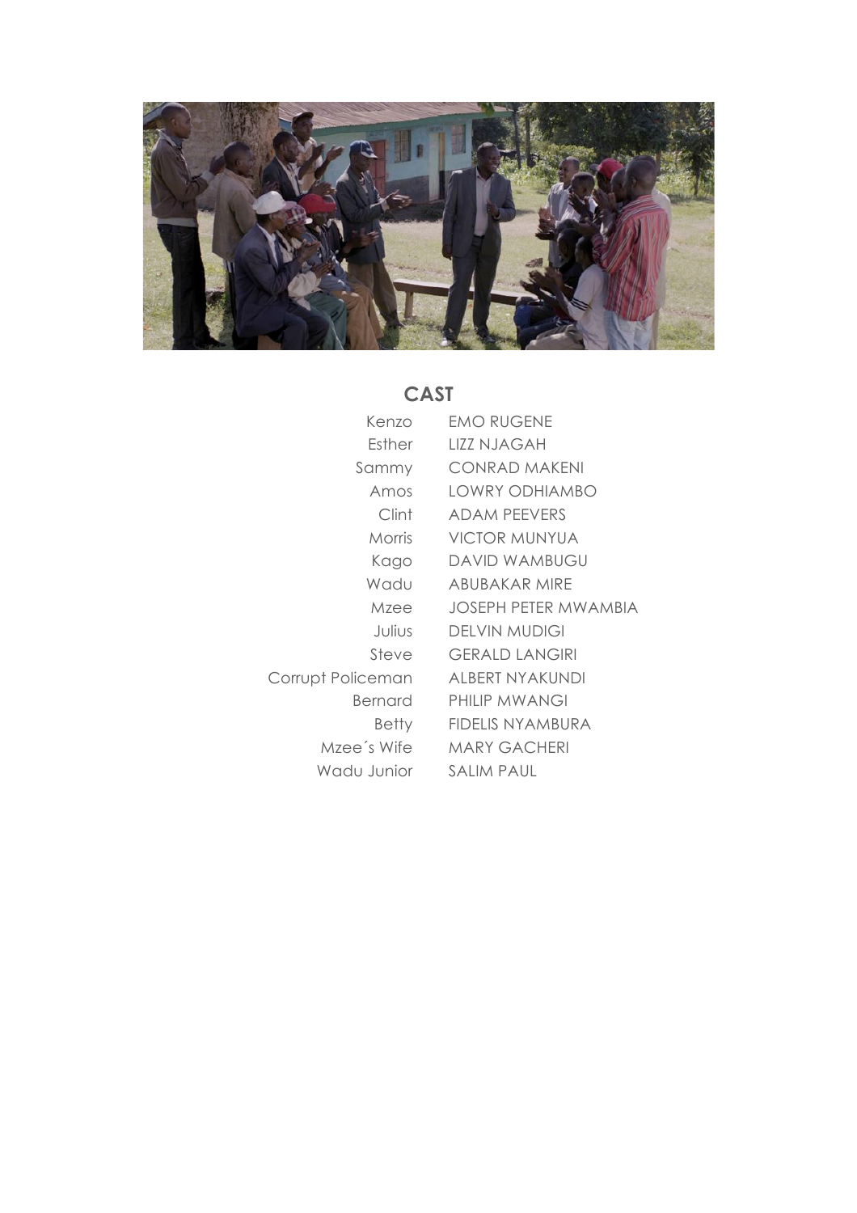## CAST

| | |
|---|---|
| Kenzo | EMO RUGENE |
| Esther | LIZZ NJAGAH |
| Sammy | CONRAD MAKENI |
| Amos | LOWRY ODHIAMBO |
| Clint | ADAM PEEVERS |
| Morris | VICTOR MUNYUA |
| Kago | DAVID WAMBUGU |
| Wadu | ABUBAKAR MIRE |
| Mzee | JOSEPH PETER MWAMBIA |
| Julius | DELVIN MUDIGI |
| Steve | GERALD LANGIRI |
| Corrupt Policeman | ALBERT NYAKUNDI |
| Bernard | PHILIP MWANGI |
| Betty | FIDELIS NYAMBURA |
| Mzee´s Wife | MARY GACHERI |
| Wadu Junior | SALIM PAUL |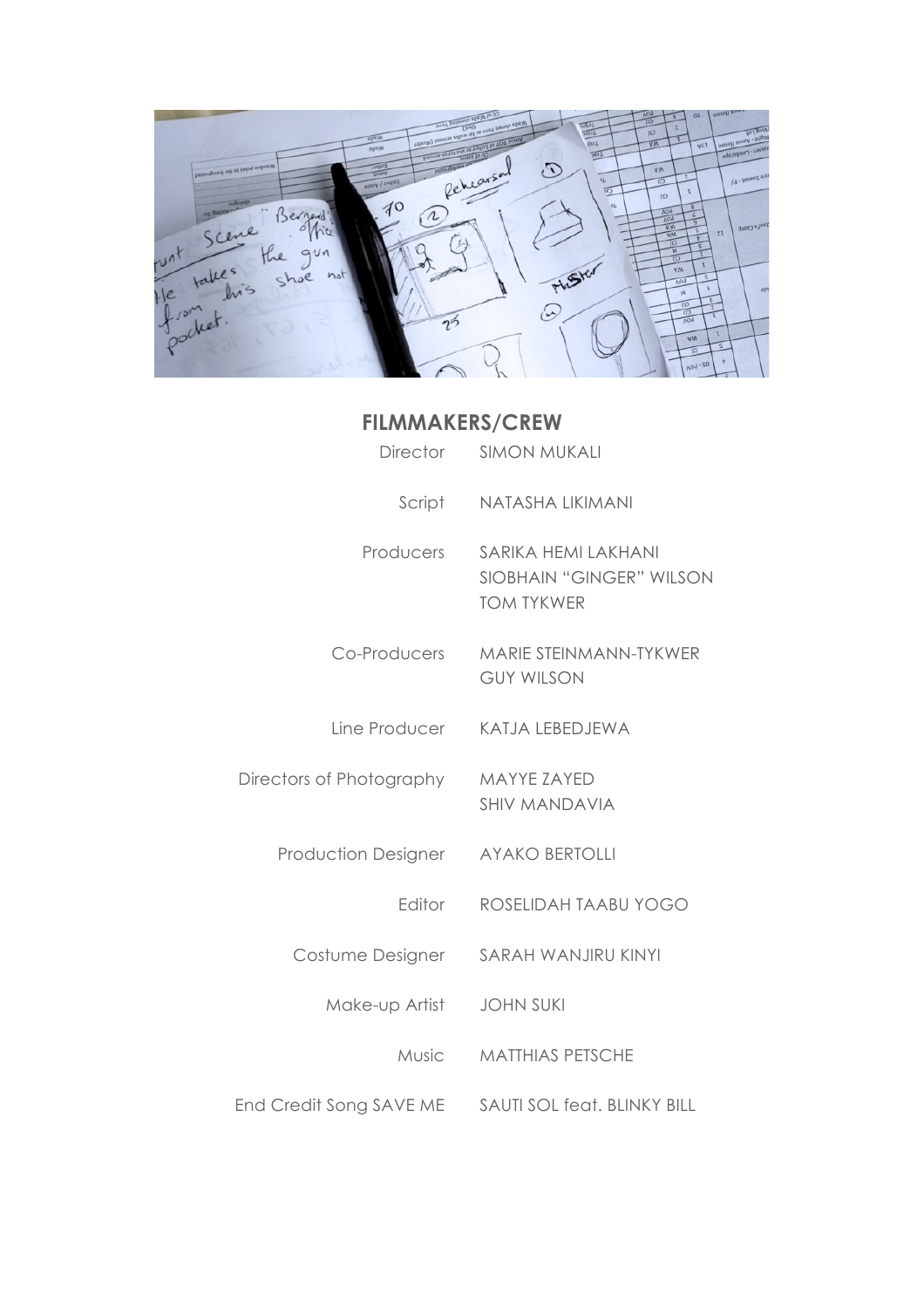## FILMMAKERS/CREW

| Role | Name |
|---|---|
| Director | SIMON MUKALI |
| Script | NATASHA LIKIMANI |
| Producers | SARIKA HEMI LAKHANI<br>SIOBHAIN "GINGER" WILSON<br>TOM TYKWER |
| Co-Producers | MARIE STEINMANN-TYKWER<br>GUY WILSON |
| Line Producer | KATJA LEBEDJEWA |
| Directors of Photography | MAYYE ZAYED<br>SHIV MANDAVIA |
| Production Designer | AYAKO BERTOLLI |
| Editor | ROSELIDAH TAABU YOGO |
| Costume Designer | SARAH WANJIRU KINYI |
| Make-up Artist | JOHN SUKI |
| Music | MATTHIAS PETSCHE |
| End Credit Song SAVE ME | SAUTI SOL feat. BLINKY BILL |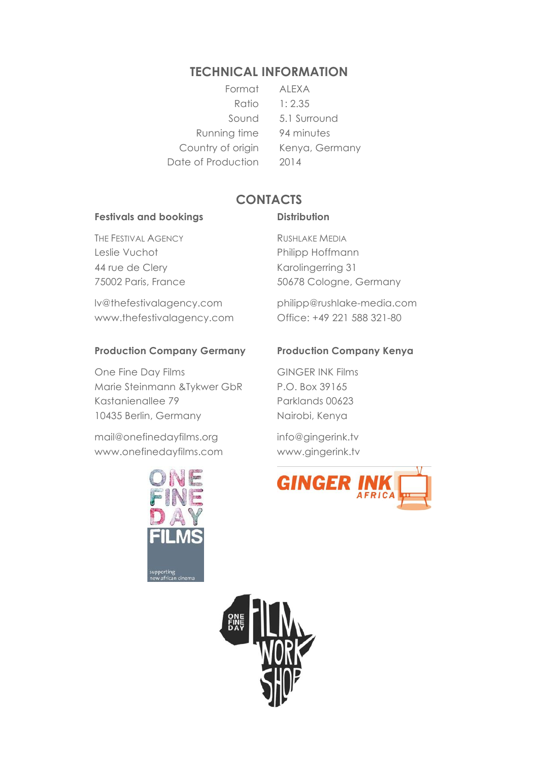## TECHNICAL INFORMATION

| | |
|---|---|
| Format | ALEXA |
| Ratio | 1: 2.35 |
| Sound | 5.1 Surround |
| Running time | 94 minutes |
| Country of origin | Kenya, Germany |
| Date of Production | 2014 |

## CONTACTS

**Festivals and bookings**

THE FESTIVAL AGENCY
Leslie Vuchot
44 rue de Clery
75002 Paris, France

lv@thefestivalagency.com
www.thefestivalagency.com

**Distribution**

RUSHLAKE MEDIA
Philipp Hoffmann
Karolingerring 31
50678 Cologne, Germany

philipp@rushlake-media.com
Office: +49 221 588 321-80

**Production Company Germany**

One Fine Day Films
Marie Steinmann &Tykwer GbR
Kastanienallee 79
10435 Berlin, Germany

mail@onefinedayfilms.org
www.onefinedayfilms.com

**Production Company Kenya**

GINGER INK Films
P.O. Box 39165
Parklands 00623
Nairobi, Kenya

info@gingerink.tv
www.gingerink.tv